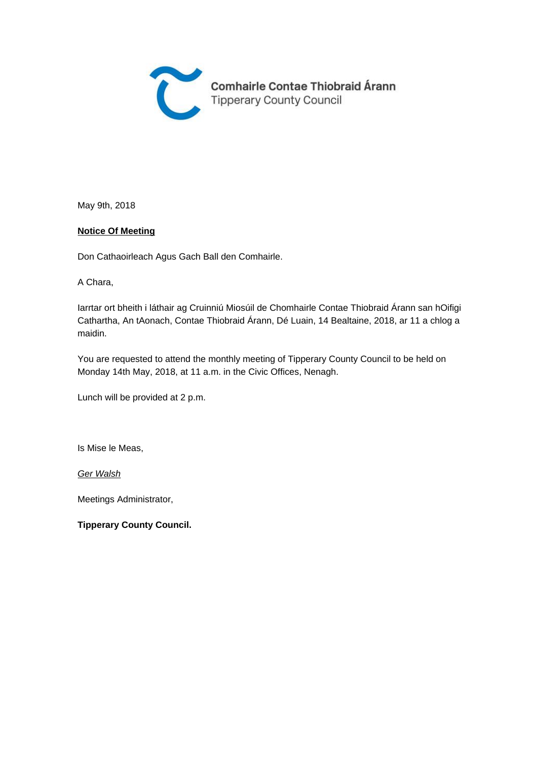Comhairle Contae Thiobraid Árann
Tipperary County Council

May 9th, 2018

**Notice Of Meeting**

Don Cathaoirleach Agus Gach Ball den Comhairle.

A Chara,

Iarrtar ort bheith i láthair ag Cruinniú Miosúil de Chomhairle Contae Thiobraid Árann san hOifigi Cathartha, An tAonach, Contae Thiobraid Árann, Dé Luain, 14 Bealtaine, 2018, ar 11 a chlog a maidin.

You are requested to attend the monthly meeting of Tipperary County Council to be held on Monday 14th May, 2018, at 11 a.m. in the Civic Offices, Nenagh.

Lunch will be provided at 2 p.m.

Is Mise le Meas,

*Ger Walsh*

Meetings Administrator,

**Tipperary County Council.**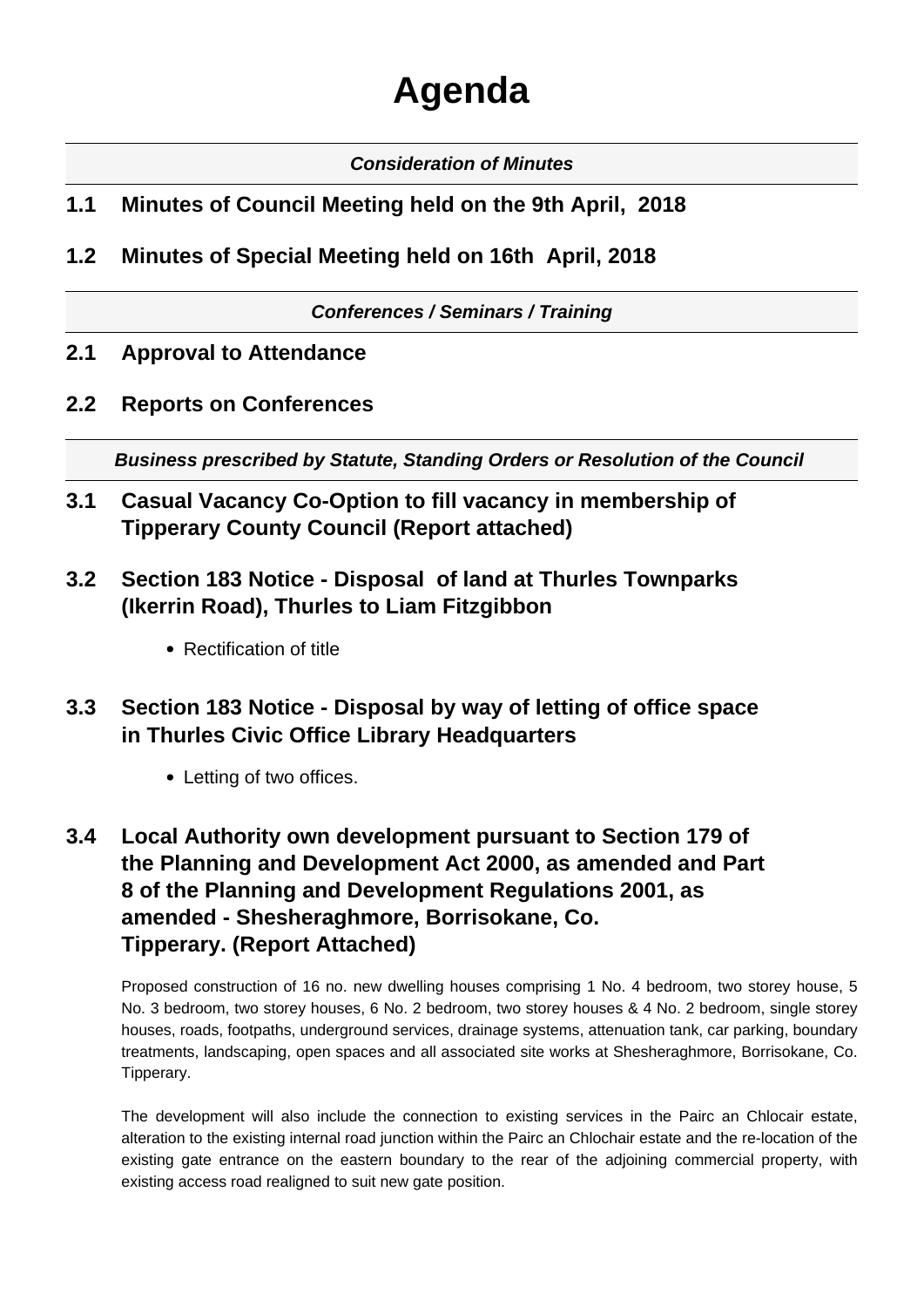# Agenda

***Consideration of Minutes***

## 1.1 Minutes of Council Meeting held on the 9th April, 2018

## 1.2 Minutes of Special Meeting held on 16th April, 2018

***Conferences / Seminars / Training***

## 2.1 Approval to Attendance

## 2.2 Reports on Conferences

***Business prescribed by Statute, Standing Orders or Resolution of the Council***

## 3.1 Casual Vacancy Co-Option to fill vacancy in membership of Tipperary County Council (Report attached)

## 3.2 Section 183 Notice - Disposal of land at Thurles Townparks (Ikerrin Road), Thurles to Liam Fitzgibbon

- Rectification of title

## 3.3 Section 183 Notice - Disposal by way of letting of office space in Thurles Civic Office Library Headquarters

- Letting of two offices.

## 3.4 Local Authority own development pursuant to Section 179 of the Planning and Development Act 2000, as amended and Part 8 of the Planning and Development Regulations 2001, as amended - Shesheraghmore, Borrisokane, Co. Tipperary. (Report Attached)

Proposed construction of 16 no. new dwelling houses comprising 1 No. 4 bedroom, two storey house, 5 No. 3 bedroom, two storey houses, 6 No. 2 bedroom, two storey houses & 4 No. 2 bedroom, single storey houses, roads, footpaths, underground services, drainage systems, attenuation tank, car parking, boundary treatments, landscaping, open spaces and all associated site works at Shesheraghmore, Borrisokane, Co. Tipperary.

The development will also include the connection to existing services in the Pairc an Chlocair estate, alteration to the existing internal road junction within the Pairc an Chlochair estate and the re-location of the existing gate entrance on the eastern boundary to the rear of the adjoining commercial property, with existing access road realigned to suit new gate position.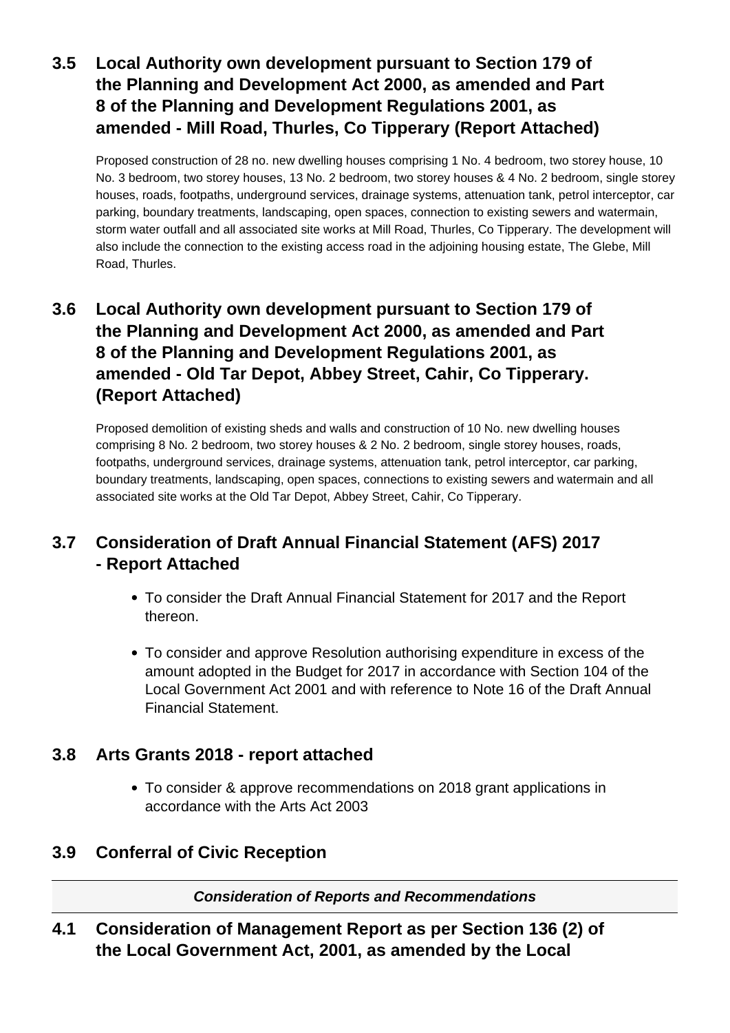## 3.5 Local Authority own development pursuant to Section 179 of the Planning and Development Act 2000, as amended and Part 8 of the Planning and Development Regulations 2001, as amended - Mill Road, Thurles, Co Tipperary (Report Attached)

Proposed construction of 28 no. new dwelling houses comprising 1 No. 4 bedroom, two storey house, 10 No. 3 bedroom, two storey houses, 13 No. 2 bedroom, two storey houses & 4 No. 2 bedroom, single storey houses, roads, footpaths, underground services, drainage systems, attenuation tank, petrol interceptor, car parking, boundary treatments, landscaping, open spaces, connection to existing sewers and watermain, storm water outfall and all associated site works at Mill Road, Thurles, Co Tipperary. The development will also include the connection to the existing access road in the adjoining housing estate, The Glebe, Mill Road, Thurles.

## 3.6 Local Authority own development pursuant to Section 179 of the Planning and Development Act 2000, as amended and Part 8 of the Planning and Development Regulations 2001, as amended - Old Tar Depot, Abbey Street, Cahir, Co Tipperary. (Report Attached)

Proposed demolition of existing sheds and walls and construction of 10 No. new dwelling houses comprising 8 No. 2 bedroom, two storey houses & 2 No. 2 bedroom, single storey houses, roads, footpaths, underground services, drainage systems, attenuation tank, petrol interceptor, car parking, boundary treatments, landscaping, open spaces, connections to existing sewers and watermain and all associated site works at the Old Tar Depot, Abbey Street, Cahir, Co Tipperary.

## 3.7 Consideration of Draft Annual Financial Statement (AFS) 2017 - Report Attached

- To consider the Draft Annual Financial Statement for 2017 and the Report thereon.
- To consider and approve Resolution authorising expenditure in excess of the amount adopted in the Budget for 2017 in accordance with Section 104 of the Local Government Act 2001 and with reference to Note 16 of the Draft Annual Financial Statement.

## 3.8 Arts Grants 2018 - report attached

- To consider & approve recommendations on 2018 grant applications in accordance with the Arts Act 2003

## 3.9 Conferral of Civic Reception

---

***Consideration of Reports and Recommendations***

---

## 4.1 Consideration of Management Report as per Section 136 (2) of the Local Government Act, 2001, as amended by the Local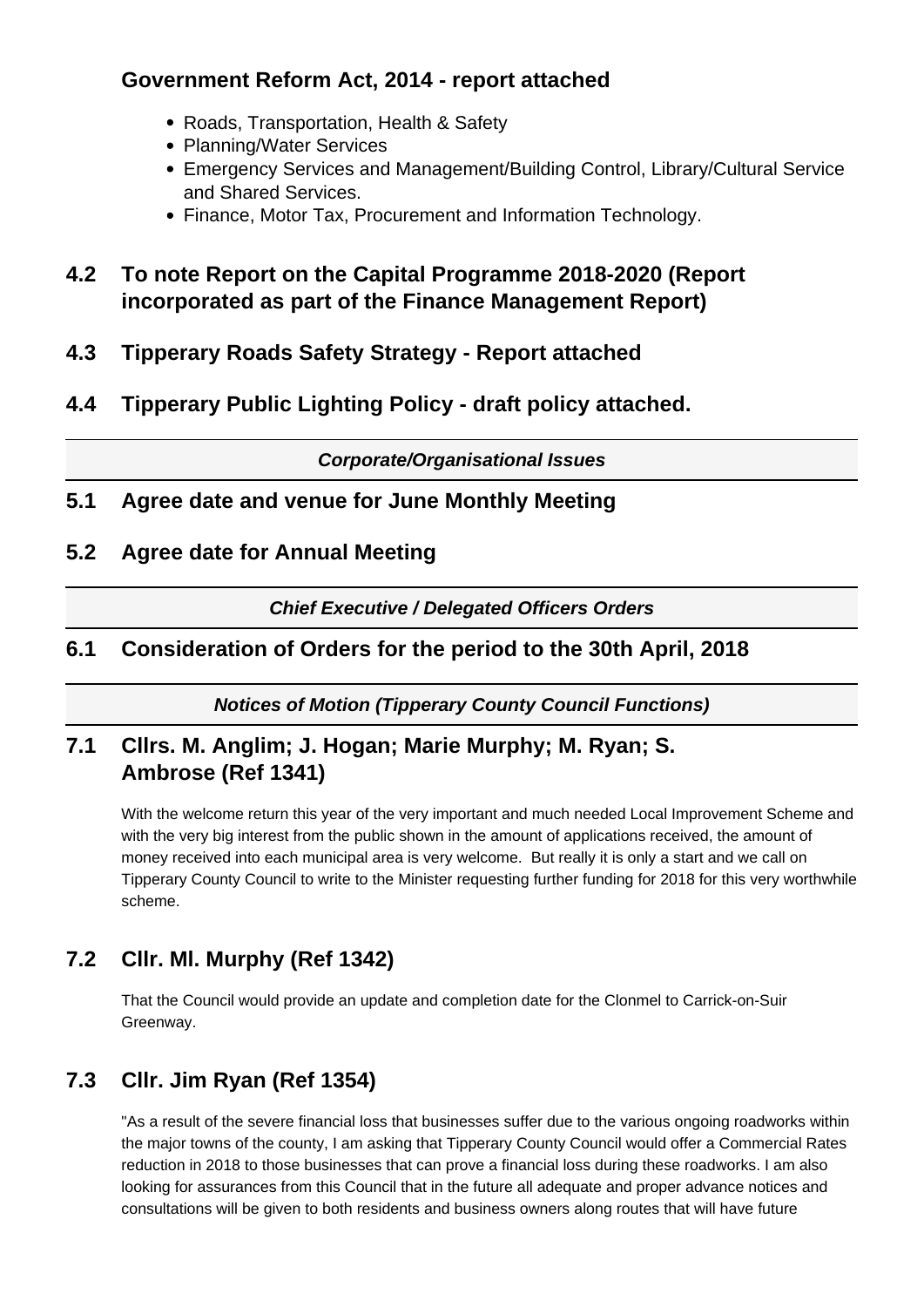### Government Reform Act, 2014 - report attached

- Roads, Transportation, Health & Safety
- Planning/Water Services
- Emergency Services and Management/Building Control, Library/Cultural Service and Shared Services.
- Finance, Motor Tax, Procurement and Information Technology.

### 4.2 To note Report on the Capital Programme 2018-2020 (Report incorporated as part of the Finance Management Report)

### 4.3 Tipperary Roads Safety Strategy - Report attached

### 4.4 Tipperary Public Lighting Policy - draft policy attached.

***Corporate/Organisational Issues***

### 5.1 Agree date and venue for June Monthly Meeting

### 5.2 Agree date for Annual Meeting

***Chief Executive / Delegated Officers Orders***

### 6.1 Consideration of Orders for the period to the 30th April, 2018

***Notices of Motion (Tipperary County Council Functions)***

### 7.1 Cllrs. M. Anglim; J. Hogan; Marie Murphy; M. Ryan; S. Ambrose (Ref 1341)

With the welcome return this year of the very important and much needed Local Improvement Scheme and with the very big interest from the public shown in the amount of applications received, the amount of money received into each municipal area is very welcome. But really it is only a start and we call on Tipperary County Council to write to the Minister requesting further funding for 2018 for this very worthwhile scheme.

### 7.2 Cllr. Ml. Murphy (Ref 1342)

That the Council would provide an update and completion date for the Clonmel to Carrick-on-Suir Greenway.

### 7.3 Cllr. Jim Ryan (Ref 1354)

"As a result of the severe financial loss that businesses suffer due to the various ongoing roadworks within the major towns of the county, I am asking that Tipperary County Council would offer a Commercial Rates reduction in 2018 to those businesses that can prove a financial loss during these roadworks. I am also looking for assurances from this Council that in the future all adequate and proper advance notices and consultations will be given to both residents and business owners along routes that will have future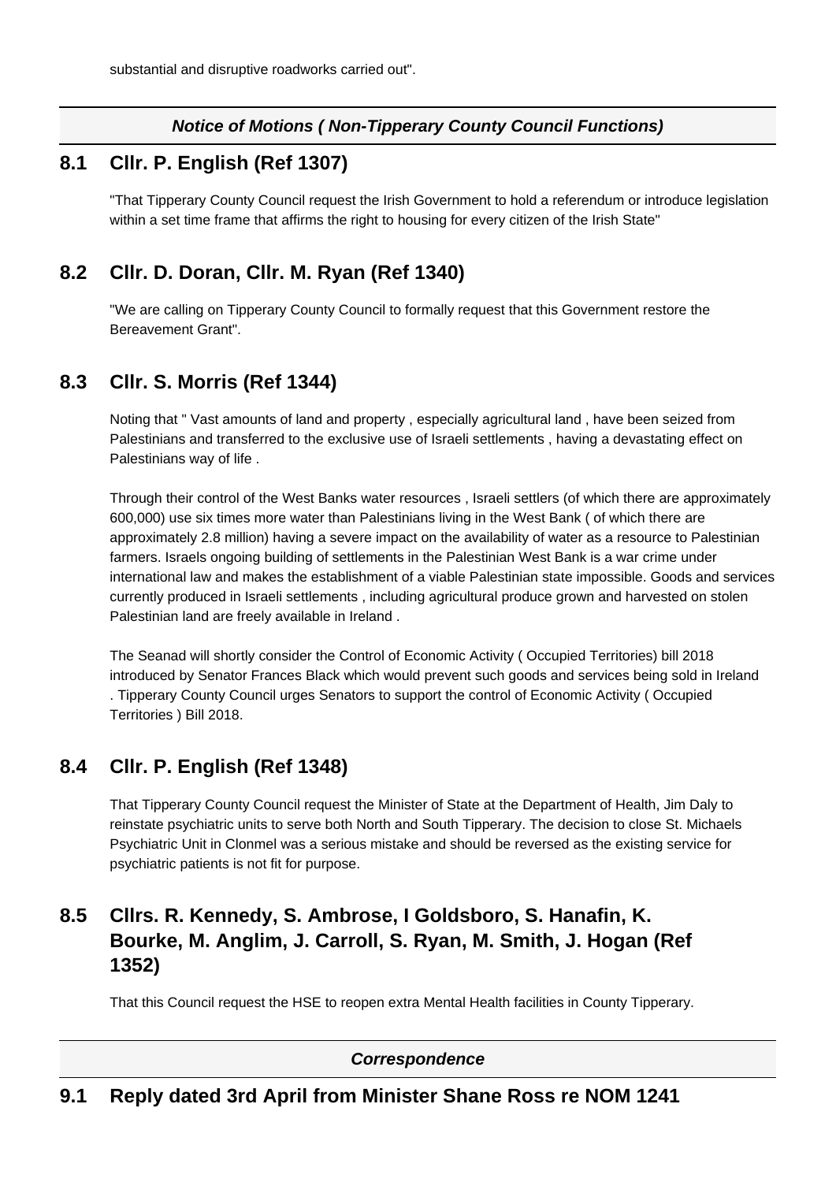substantial and disruptive roadworks carried out".

***Notice of Motions ( Non-Tipperary County Council Functions)***

## 8.1 Cllr. P. English (Ref 1307)

"That Tipperary County Council request the Irish Government to hold a referendum or introduce legislation within a set time frame that affirms the right to housing for every citizen of the Irish State"

## 8.2 Cllr. D. Doran, Cllr. M. Ryan (Ref 1340)

"We are calling on Tipperary County Council to formally request that this Government restore the Bereavement Grant".

## 8.3 Cllr. S. Morris (Ref 1344)

Noting that " Vast amounts of land and property , especially agricultural land , have been seized from Palestinians and transferred to the exclusive use of Israeli settlements , having a devastating effect on Palestinians way of life .

Through their control of the West Banks water resources , Israeli settlers (of which there are approximately 600,000) use six times more water than Palestinians living in the West Bank ( of which there are approximately 2.8 million) having a severe impact on the availability of water as a resource to Palestinian farmers. Israels ongoing building of settlements in the Palestinian West Bank is a war crime under international law and makes the establishment of a viable Palestinian state impossible. Goods and services currently produced in Israeli settlements , including agricultural produce grown and harvested on stolen Palestinian land are freely available in Ireland .

The Seanad will shortly consider the Control of Economic Activity ( Occupied Territories) bill 2018 introduced by Senator Frances Black which would prevent such goods and services being sold in Ireland . Tipperary County Council urges Senators to support the control of Economic Activity ( Occupied Territories ) Bill 2018.

## 8.4 Cllr. P. English (Ref 1348)

That Tipperary County Council request the Minister of State at the Department of Health, Jim Daly to reinstate psychiatric units to serve both North and South Tipperary. The decision to close St. Michaels Psychiatric Unit in Clonmel was a serious mistake and should be reversed as the existing service for psychiatric patients is not fit for purpose.

## 8.5 Cllrs. R. Kennedy, S. Ambrose, I Goldsboro, S. Hanafin, K. Bourke, M. Anglim, J. Carroll, S. Ryan, M. Smith, J. Hogan (Ref 1352)

That this Council request the HSE to reopen extra Mental Health facilities in County Tipperary.

***Correspondence***

## 9.1 Reply dated 3rd April from Minister Shane Ross re NOM 1241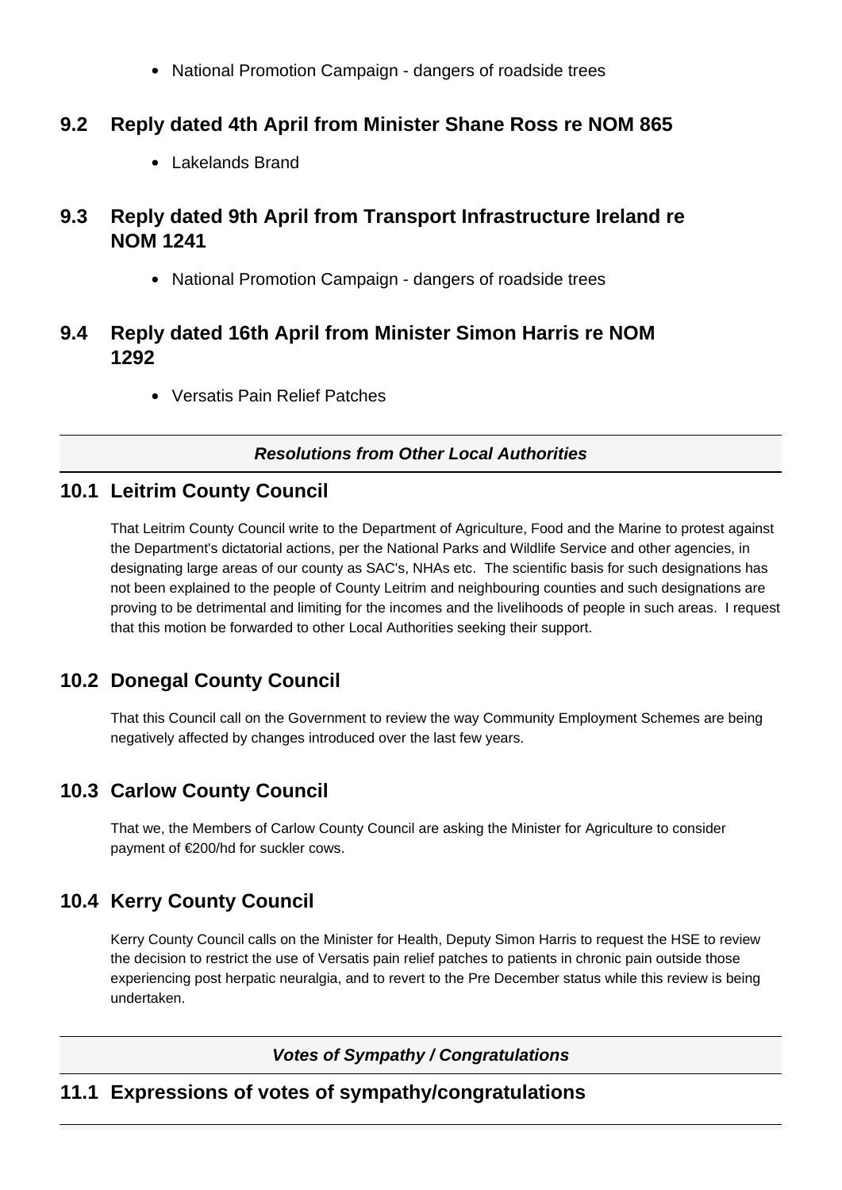- National Promotion Campaign - dangers of roadside trees

## 9.2 Reply dated 4th April from Minister Shane Ross re NOM 865

- Lakelands Brand

## 9.3 Reply dated 9th April from Transport Infrastructure Ireland re NOM 1241

- National Promotion Campaign - dangers of roadside trees

## 9.4 Reply dated 16th April from Minister Simon Harris re NOM 1292

- Versatis Pain Relief Patches

---

***Resolutions from Other Local Authorities***

---

## 10.1 Leitrim County Council

That Leitrim County Council write to the Department of Agriculture, Food and the Marine to protest against the Department's dictatorial actions, per the National Parks and Wildlife Service and other agencies, in designating large areas of our county as SAC's, NHAs etc. The scientific basis for such designations has not been explained to the people of County Leitrim and neighbouring counties and such designations are proving to be detrimental and limiting for the incomes and the livelihoods of people in such areas. I request that this motion be forwarded to other Local Authorities seeking their support.

## 10.2 Donegal County Council

That this Council call on the Government to review the way Community Employment Schemes are being negatively affected by changes introduced over the last few years.

## 10.3 Carlow County Council

That we, the Members of Carlow County Council are asking the Minister for Agriculture to consider payment of €200/hd for suckler cows.

## 10.4 Kerry County Council

Kerry County Council calls on the Minister for Health, Deputy Simon Harris to request the HSE to review the decision to restrict the use of Versatis pain relief patches to patients in chronic pain outside those experiencing post herpatic neuralgia, and to revert to the Pre December status while this review is being undertaken.

---

***Votes of Sympathy / Congratulations***

---

## 11.1 Expressions of votes of sympathy/congratulations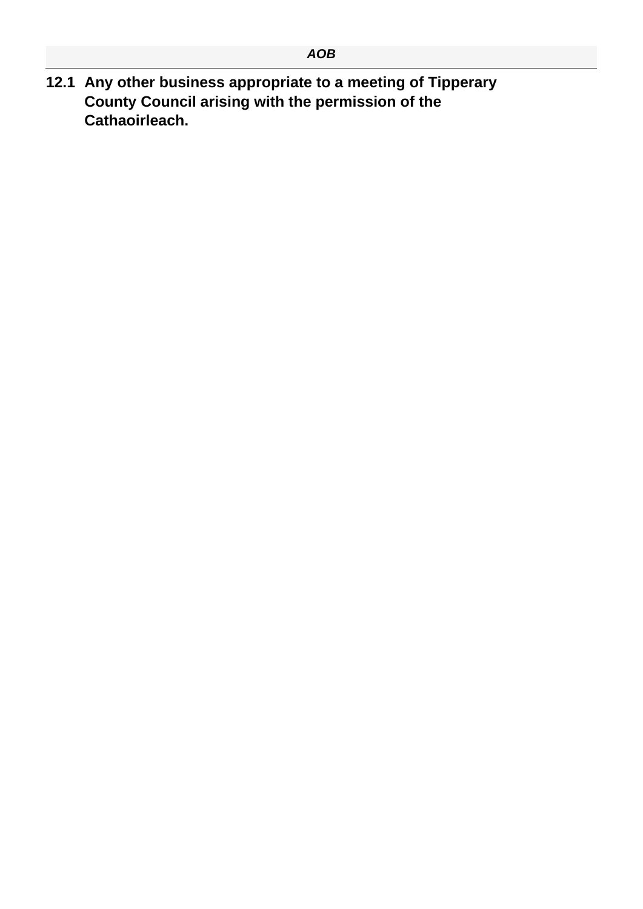***AOB***

**12.1 Any other business appropriate to a meeting of Tipperary County Council arising with the permission of the Cathaoirleach.**